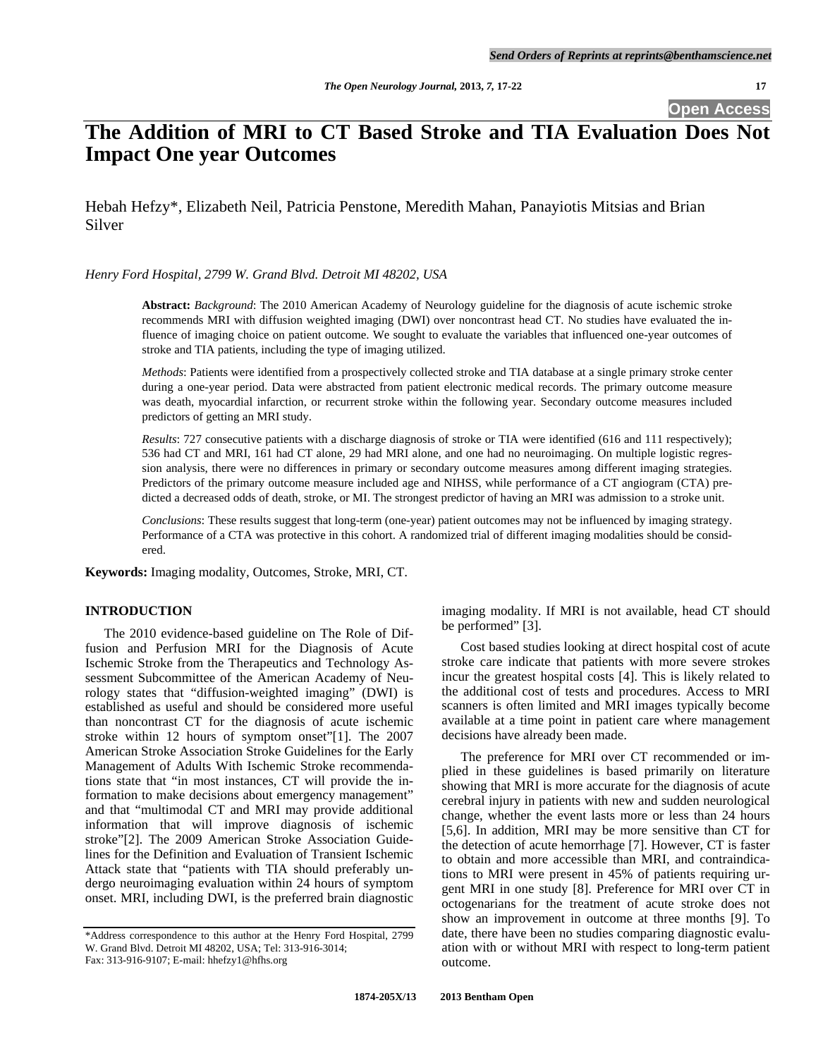# The Addition of MRI to CT Based Stroke and TIA Evaluation Does Not Impact One year Outcomes

Hebah Hefzy*, Elizabeth Neil, Patricia Penstone, Meredith Mahan, Panayiotis Mitsias and Brian Silver

*Henry Ford Hospital, 2799 W. Grand Blvd. Detroit MI 48202, USA*

**Abstract:** *Background*: The 2010 American Academy of Neurology guideline for the diagnosis of acute ischemic stroke recommends MRI with diffusion weighted imaging (DWI) over noncontrast head CT. No studies have evaluated the influence of imaging choice on patient outcome. We sought to evaluate the variables that influenced one-year outcomes of stroke and TIA patients, including the type of imaging utilized.

*Methods*: Patients were identified from a prospectively collected stroke and TIA database at a single primary stroke center during a one-year period. Data were abstracted from patient electronic medical records. The primary outcome measure was death, myocardial infarction, or recurrent stroke within the following year. Secondary outcome measures included predictors of getting an MRI study.

*Results*: 727 consecutive patients with a discharge diagnosis of stroke or TIA were identified (616 and 111 respectively); 536 had CT and MRI, 161 had CT alone, 29 had MRI alone, and one had no neuroimaging. On multiple logistic regression analysis, there were no differences in primary or secondary outcome measures among different imaging strategies. Predictors of the primary outcome measure included age and NIHSS, while performance of a CT angiogram (CTA) predicted a decreased odds of death, stroke, or MI. The strongest predictor of having an MRI was admission to a stroke unit.

*Conclusions*: These results suggest that long-term (one-year) patient outcomes may not be influenced by imaging strategy. Performance of a CTA was protective in this cohort. A randomized trial of different imaging modalities should be considered.

**Keywords:** Imaging modality, Outcomes, Stroke, MRI, CT.

## INTRODUCTION

The 2010 evidence-based guideline on The Role of Diffusion and Perfusion MRI for the Diagnosis of Acute Ischemic Stroke from the Therapeutics and Technology Assessment Subcommittee of the American Academy of Neurology states that "diffusion-weighted imaging" (DWI) is established as useful and should be considered more useful than noncontrast CT for the diagnosis of acute ischemic stroke within 12 hours of symptom onset"[1]. The 2007 American Stroke Association Stroke Guidelines for the Early Management of Adults With Ischemic Stroke recommendations state that "in most instances, CT will provide the information to make decisions about emergency management" and that "multimodal CT and MRI may provide additional information that will improve diagnosis of ischemic stroke"[2]. The 2009 American Stroke Association Guidelines for the Definition and Evaluation of Transient Ischemic Attack state that "patients with TIA should preferably undergo neuroimaging evaluation within 24 hours of symptom onset. MRI, including DWI, is the preferred brain diagnostic imaging modality. If MRI is not available, head CT should be performed" [3].

Cost based studies looking at direct hospital cost of acute stroke care indicate that patients with more severe strokes incur the greatest hospital costs [4]. This is likely related to the additional cost of tests and procedures. Access to MRI scanners is often limited and MRI images typically become available at a time point in patient care where management decisions have already been made.

The preference for MRI over CT recommended or implied in these guidelines is based primarily on literature showing that MRI is more accurate for the diagnosis of acute cerebral injury in patients with new and sudden neurological change, whether the event lasts more or less than 24 hours [5,6]. In addition, MRI may be more sensitive than CT for the detection of acute hemorrhage [7]. However, CT is faster to obtain and more accessible than MRI, and contraindications to MRI were present in 45% of patients requiring urgent MRI in one study [8]. Preference for MRI over CT in octogenarians for the treatment of acute stroke does not show an improvement in outcome at three months [9]. To date, there have been no studies comparing diagnostic evaluation with or without MRI with respect to long-term patient outcome.

*Address correspondence to this author at the Henry Ford Hospital, 2799 W. Grand Blvd. Detroit MI 48202, USA; Tel: 313-916-3014; Fax: 313-916-9107; E-mail: hhefzy1@hfhs.org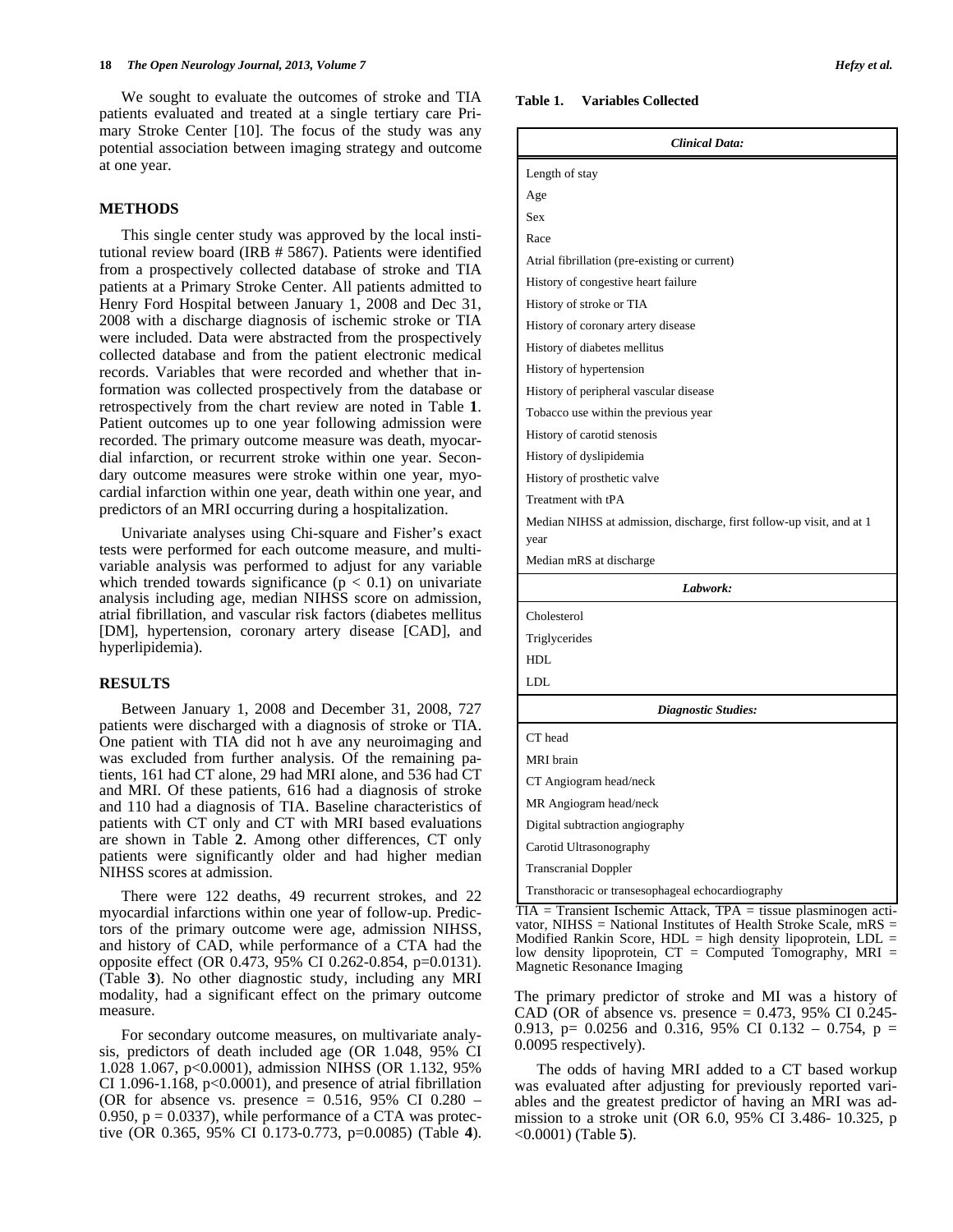We sought to evaluate the outcomes of stroke and TIA patients evaluated and treated at a single tertiary care Primary Stroke Center [10]. The focus of the study was any potential association between imaging strategy and outcome at one year.

## METHODS

This single center study was approved by the local institutional review board (IRB # 5867). Patients were identified from a prospectively collected database of stroke and TIA patients at a Primary Stroke Center. All patients admitted to Henry Ford Hospital between January 1, 2008 and Dec 31, 2008 with a discharge diagnosis of ischemic stroke or TIA were included. Data were abstracted from the prospectively collected database and from the patient electronic medical records. Variables that were recorded and whether that information was collected prospectively from the database or retrospectively from the chart review are noted in Table **1**. Patient outcomes up to one year following admission were recorded. The primary outcome measure was death, myocardial infarction, or recurrent stroke within one year. Secondary outcome measures were stroke within one year, myocardial infarction within one year, death within one year, and predictors of an MRI occurring during a hospitalization.

Univariate analyses using Chi-square and Fisher's exact tests were performed for each outcome measure, and multivariable analysis was performed to adjust for any variable which trended towards significance ($p < 0.1$) on univariate analysis including age, median NIHSS score on admission, atrial fibrillation, and vascular risk factors (diabetes mellitus [DM], hypertension, coronary artery disease [CAD], and hyperlipidemia).

## RESULTS

Between January 1, 2008 and December 31, 2008, 727 patients were discharged with a diagnosis of stroke or TIA. One patient with TIA did not h ave any neuroimaging and was excluded from further analysis. Of the remaining patients, 161 had CT alone, 29 had MRI alone, and 536 had CT and MRI. Of these patients, 616 had a diagnosis of stroke and 110 had a diagnosis of TIA. Baseline characteristics of patients with CT only and CT with MRI based evaluations are shown in Table **2**. Among other differences, CT only patients were significantly older and had higher median NIHSS scores at admission.

There were 122 deaths, 49 recurrent strokes, and 22 myocardial infarctions within one year of follow-up. Predictors of the primary outcome were age, admission NIHSS, and history of CAD, while performance of a CTA had the opposite effect (OR 0.473, 95% CI 0.262-0.854, p=0.0131). (Table **3**). No other diagnostic study, including any MRI modality, had a significant effect on the primary outcome measure.

For secondary outcome measures, on multivariate analysis, predictors of death included age (OR 1.048, 95% CI 1.028 1.067, p<0.0001), admission NIHSS (OR 1.132, 95% CI 1.096-1.168, p<0.0001), and presence of atrial fibrillation (OR for absence vs. presence = 0.516, 95% CI 0.280 – 0.950, p = 0.0337), while performance of a CTA was protective (OR 0.365, 95% CI 0.173-0.773, p=0.0085) (Table **4**).

**Table 1. Variables Collected**

| *Clinical Data:* |
|---|
| Length of stay |
| Age |
| Sex |
| Race |
| Atrial fibrillation (pre-existing or current) |
| History of congestive heart failure |
| History of stroke or TIA |
| History of coronary artery disease |
| History of diabetes mellitus |
| History of hypertension |
| History of peripheral vascular disease |
| Tobacco use within the previous year |
| History of carotid stenosis |
| History of dyslipidemia |
| History of prosthetic valve |
| Treatment with tPA |
| Median NIHSS at admission, discharge, first follow-up visit, and at 1 year |
| Median mRS at discharge |
| ***Labwork:*** |
| Cholesterol |
| Triglycerides |
| HDL |
| LDL |
| ***Diagnostic Studies:*** |
| CT head |
| MRI brain |
| CT Angiogram head/neck |
| MR Angiogram head/neck |
| Digital subtraction angiography |
| Carotid Ultrasonography |
| Transcranial Doppler |
| Transthoracic or transesophageal echocardiography |

TIA = Transient Ischemic Attack, TPA = tissue plasminogen activator, NIHSS = National Institutes of Health Stroke Scale, mRS = Modified Rankin Score, HDL = high density lipoprotein, LDL = low density lipoprotein, CT = Computed Tomography, MRI = Magnetic Resonance Imaging

The primary predictor of stroke and MI was a history of CAD (OR of absence vs. presence = 0.473, 95% CI 0.245-0.913, p= 0.0256 and 0.316, 95% CI 0.132 – 0.754, p = 0.0095 respectively).

The odds of having MRI added to a CT based workup was evaluated after adjusting for previously reported variables and the greatest predictor of having an MRI was admission to a stroke unit (OR 6.0, 95% CI 3.486- 10.325, p <0.0001) (Table **5**).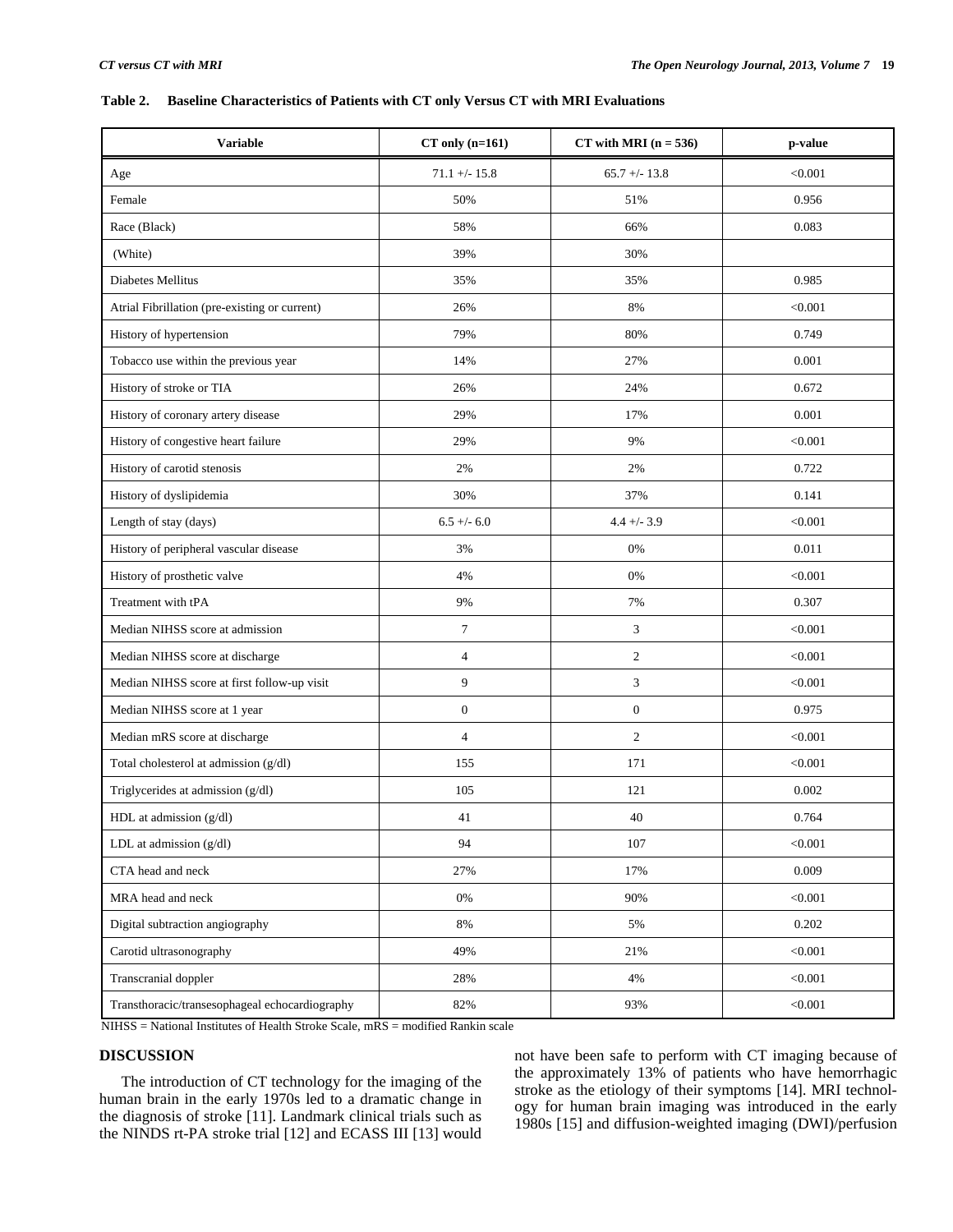**Table 2. Baseline Characteristics of Patients with CT only Versus CT with MRI Evaluations**

| Variable | CT only (n=161) | CT with MRI (n = 536) | p-value |
|---|---|---|---|
| Age | 71.1 +/- 15.8 | 65.7 +/- 13.8 | <0.001 |
| Female | 50% | 51% | 0.956 |
| Race (Black) | 58% | 66% | 0.083 |
| (White) | 39% | 30% | |
| Diabetes Mellitus | 35% | 35% | 0.985 |
| Atrial Fibrillation (pre-existing or current) | 26% | 8% | <0.001 |
| History of hypertension | 79% | 80% | 0.749 |
| Tobacco use within the previous year | 14% | 27% | 0.001 |
| History of stroke or TIA | 26% | 24% | 0.672 |
| History of coronary artery disease | 29% | 17% | 0.001 |
| History of congestive heart failure | 29% | 9% | <0.001 |
| History of carotid stenosis | 2% | 2% | 0.722 |
| History of dyslipidemia | 30% | 37% | 0.141 |
| Length of stay (days) | 6.5 +/- 6.0 | 4.4 +/- 3.9 | <0.001 |
| History of peripheral vascular disease | 3% | 0% | 0.011 |
| History of prosthetic valve | 4% | 0% | <0.001 |
| Treatment with tPA | 9% | 7% | 0.307 |
| Median NIHSS score at admission | 7 | 3 | <0.001 |
| Median NIHSS score at discharge | 4 | 2 | <0.001 |
| Median NIHSS score at first follow-up visit | 9 | 3 | <0.001 |
| Median NIHSS score at 1 year | 0 | 0 | 0.975 |
| Median mRS score at discharge | 4 | 2 | <0.001 |
| Total cholesterol at admission (g/dl) | 155 | 171 | <0.001 |
| Triglycerides at admission (g/dl) | 105 | 121 | 0.002 |
| HDL at admission (g/dl) | 41 | 40 | 0.764 |
| LDL at admission (g/dl) | 94 | 107 | <0.001 |
| CTA head and neck | 27% | 17% | 0.009 |
| MRA head and neck | 0% | 90% | <0.001 |
| Digital subtraction angiography | 8% | 5% | 0.202 |
| Carotid ultrasonography | 49% | 21% | <0.001 |
| Transcranial doppler | 28% | 4% | <0.001 |
| Transthoracic/transesophageal echocardiography | 82% | 93% | <0.001 |

NIHSS = National Institutes of Health Stroke Scale, mRS = modified Rankin scale

## DISCUSSION

The introduction of CT technology for the imaging of the human brain in the early 1970s led to a dramatic change in the diagnosis of stroke [11]. Landmark clinical trials such as the NINDS rt-PA stroke trial [12] and ECASS III [13] would not have been safe to perform with CT imaging because of the approximately 13% of patients who have hemorrhagic stroke as the etiology of their symptoms [14]. MRI technology for human brain imaging was introduced in the early 1980s [15] and diffusion-weighted imaging (DWI)/perfusion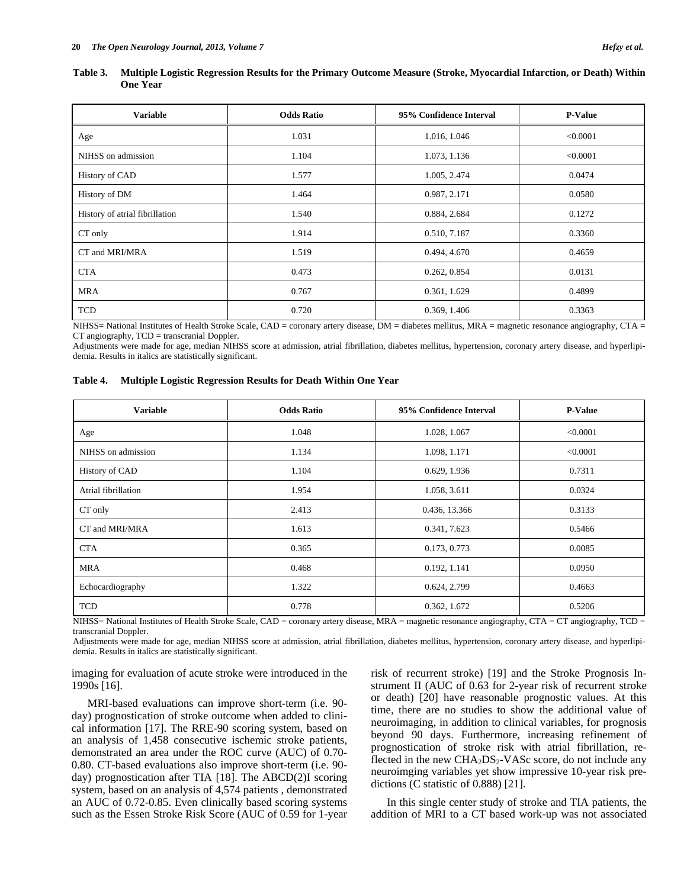**Table 3. Multiple Logistic Regression Results for the Primary Outcome Measure (Stroke, Myocardial Infarction, or Death) Within One Year**

| Variable | Odds Ratio | 95% Confidence Interval | P-Value |
|---|---|---|---|
| Age | 1.031 | 1.016, 1.046 | <0.0001 |
| NIHSS on admission | 1.104 | 1.073, 1.136 | <0.0001 |
| History of CAD | 1.577 | 1.005, 2.474 | 0.0474 |
| History of DM | 1.464 | 0.987, 2.171 | 0.0580 |
| History of atrial fibrillation | 1.540 | 0.884, 2.684 | 0.1272 |
| CT only | 1.914 | 0.510, 7.187 | 0.3360 |
| CT and MRI/MRA | 1.519 | 0.494, 4.670 | 0.4659 |
| CTA | 0.473 | 0.262, 0.854 | 0.0131 |
| MRA | 0.767 | 0.361, 1.629 | 0.4899 |
| TCD | 0.720 | 0.369, 1.406 | 0.3363 |

NIHSS= National Institutes of Health Stroke Scale, CAD = coronary artery disease, DM = diabetes mellitus, MRA = magnetic resonance angiography, CTA = CT angiography, TCD = transcranial Doppler.
Adjustments were made for age, median NIHSS score at admission, atrial fibrillation, diabetes mellitus, hypertension, coronary artery disease, and hyperlipidemia. Results in italics are statistically significant.

**Table 4. Multiple Logistic Regression Results for Death Within One Year**

| Variable | Odds Ratio | 95% Confidence Interval | P-Value |
|---|---|---|---|
| Age | 1.048 | 1.028, 1.067 | <0.0001 |
| NIHSS on admission | 1.134 | 1.098, 1.171 | <0.0001 |
| History of CAD | 1.104 | 0.629, 1.936 | 0.7311 |
| Atrial fibrillation | 1.954 | 1.058, 3.611 | 0.0324 |
| CT only | 2.413 | 0.436, 13.366 | 0.3133 |
| CT and MRI/MRA | 1.613 | 0.341, 7.623 | 0.5466 |
| CTA | 0.365 | 0.173, 0.773 | 0.0085 |
| MRA | 0.468 | 0.192, 1.141 | 0.0950 |
| Echocardiography | 1.322 | 0.624, 2.799 | 0.4663 |
| TCD | 0.778 | 0.362, 1.672 | 0.5206 |

NIHSS= National Institutes of Health Stroke Scale, CAD = coronary artery disease, MRA = magnetic resonance angiography, CTA = CT angiography, TCD = transcranial Doppler.
Adjustments were made for age, median NIHSS score at admission, atrial fibrillation, diabetes mellitus, hypertension, coronary artery disease, and hyperlipidemia. Results in italics are statistically significant.

imaging for evaluation of acute stroke were introduced in the 1990s [16].

MRI-based evaluations can improve short-term (i.e. 90-day) prognostication of stroke outcome when added to clinical information [17]. The RRE-90 scoring system, based on an analysis of 1,458 consecutive ischemic stroke patients, demonstrated an area under the ROC curve (AUC) of 0.70-0.80. CT-based evaluations also improve short-term (i.e. 90-day) prognostication after TIA [18]. The ABCD(2)I scoring system, based on an analysis of 4,574 patients , demonstrated an AUC of 0.72-0.85. Even clinically based scoring systems such as the Essen Stroke Risk Score (AUC of 0.59 for 1-year risk of recurrent stroke) [19] and the Stroke Prognosis Instrument II (AUC of 0.63 for 2-year risk of recurrent stroke or death) [20] have reasonable prognostic values. At this time, there are no studies to show the additional value of neuroimaging, in addition to clinical variables, for prognosis beyond 90 days. Furthermore, increasing refinement of prognostication of stroke risk with atrial fibrillation, reflected in the new $CHA_2DS_2$-VASc score, do not include any neuroimging variables yet show impressive 10-year risk predictions (C statistic of 0.888) [21].

In this single center study of stroke and TIA patients, the addition of MRI to a CT based work-up was not associated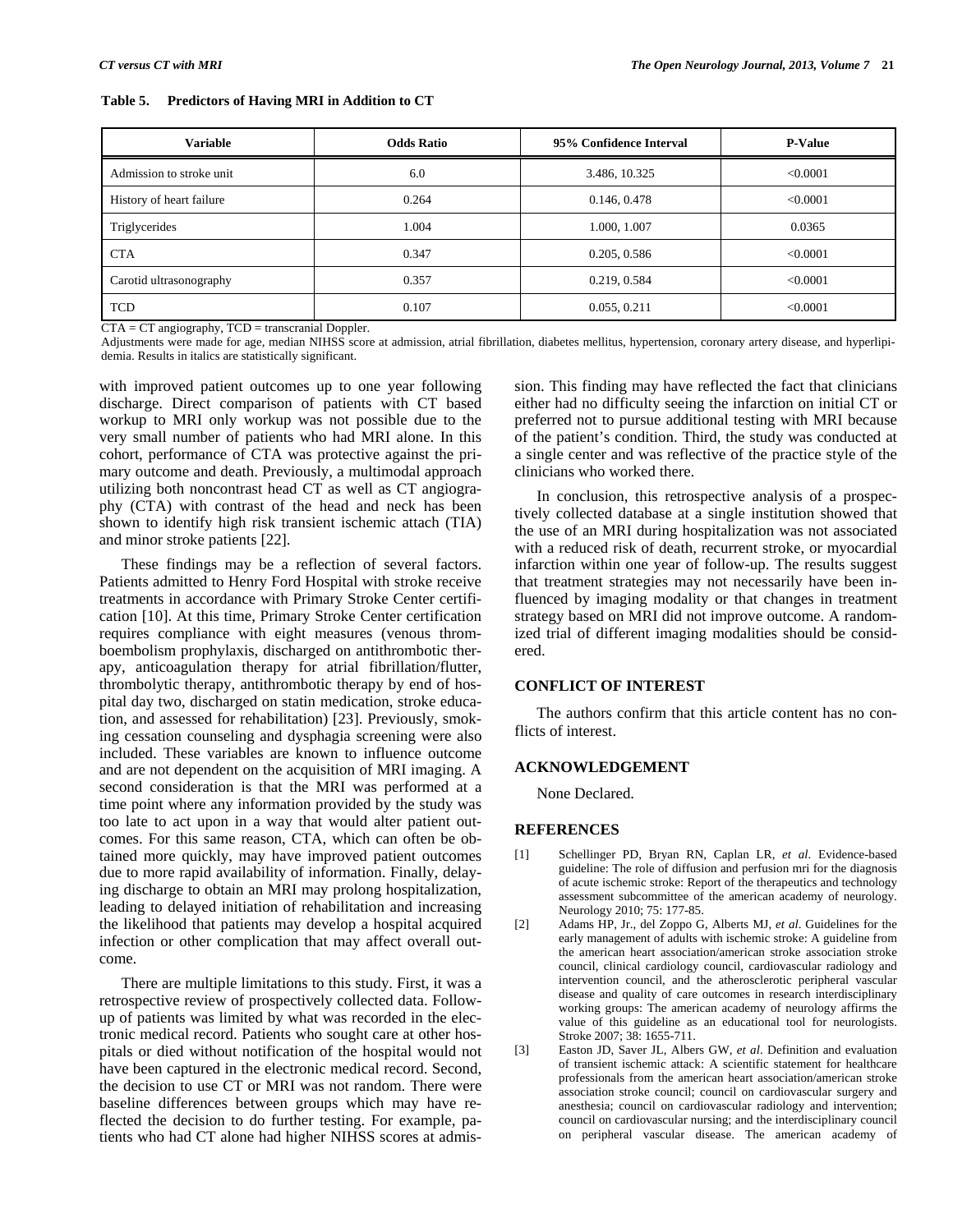**Table 5. Predictors of Having MRI in Addition to CT**

| Variable | Odds Ratio | 95% Confidence Interval | P-Value |
|---|---|---|---|
| Admission to stroke unit | 6.0 | 3.486, 10.325 | <0.0001 |
| History of heart failure | 0.264 | 0.146, 0.478 | <0.0001 |
| Triglycerides | 1.004 | 1.000, 1.007 | 0.0365 |
| CTA | 0.347 | 0.205, 0.586 | <0.0001 |
| Carotid ultrasonography | 0.357 | 0.219, 0.584 | <0.0001 |
| TCD | 0.107 | 0.055, 0.211 | <0.0001 |

CTA = CT angiography, TCD = transcranial Doppler.
Adjustments were made for age, median NIHSS score at admission, atrial fibrillation, diabetes mellitus, hypertension, coronary artery disease, and hyperlipidemia. Results in italics are statistically significant.

with improved patient outcomes up to one year following discharge. Direct comparison of patients with CT based workup to MRI only workup was not possible due to the very small number of patients who had MRI alone. In this cohort, performance of CTA was protective against the primary outcome and death. Previously, a multimodal approach utilizing both noncontrast head CT as well as CT angiography (CTA) with contrast of the head and neck has been shown to identify high risk transient ischemic attach (TIA) and minor stroke patients [22].

These findings may be a reflection of several factors. Patients admitted to Henry Ford Hospital with stroke receive treatments in accordance with Primary Stroke Center certification [10]. At this time, Primary Stroke Center certification requires compliance with eight measures (venous thromboembolism prophylaxis, discharged on antithrombotic therapy, anticoagulation therapy for atrial fibrillation/flutter, thrombolytic therapy, antithrombotic therapy by end of hospital day two, discharged on statin medication, stroke education, and assessed for rehabilitation) [23]. Previously, smoking cessation counseling and dysphagia screening were also included. These variables are known to influence outcome and are not dependent on the acquisition of MRI imaging. A second consideration is that the MRI was performed at a time point where any information provided by the study was too late to act upon in a way that would alter patient outcomes. For this same reason, CTA, which can often be obtained more quickly, may have improved patient outcomes due to more rapid availability of information. Finally, delaying discharge to obtain an MRI may prolong hospitalization, leading to delayed initiation of rehabilitation and increasing the likelihood that patients may develop a hospital acquired infection or other complication that may affect overall outcome.

There are multiple limitations to this study. First, it was a retrospective review of prospectively collected data. Follow-up of patients was limited by what was recorded in the electronic medical record. Patients who sought care at other hospitals or died without notification of the hospital would not have been captured in the electronic medical record. Second, the decision to use CT or MRI was not random. There were baseline differences between groups which may have reflected the decision to do further testing. For example, patients who had CT alone had higher NIHSS scores at admission. This finding may have reflected the fact that clinicians either had no difficulty seeing the infarction on initial CT or preferred not to pursue additional testing with MRI because of the patient's condition. Third, the study was conducted at a single center and was reflective of the practice style of the clinicians who worked there.

In conclusion, this retrospective analysis of a prospectively collected database at a single institution showed that the use of an MRI during hospitalization was not associated with a reduced risk of death, recurrent stroke, or myocardial infarction within one year of follow-up. The results suggest that treatment strategies may not necessarily have been influenced by imaging modality or that changes in treatment strategy based on MRI did not improve outcome. A randomized trial of different imaging modalities should be considered.

## CONFLICT OF INTEREST

The authors confirm that this article content has no conflicts of interest.

## ACKNOWLEDGEMENT

None Declared.

## REFERENCES

[1] Schellinger PD, Bryan RN, Caplan LR, *et al*. Evidence-based guideline: The role of diffusion and perfusion mri for the diagnosis of acute ischemic stroke: Report of the therapeutics and technology assessment subcommittee of the american academy of neurology. Neurology 2010; 75: 177-85.

[2] Adams HP, Jr., del Zoppo G, Alberts MJ, *et al*. Guidelines for the early management of adults with ischemic stroke: A guideline from the american heart association/american stroke association stroke council, clinical cardiology council, cardiovascular radiology and intervention council, and the atherosclerotic peripheral vascular disease and quality of care outcomes in research interdisciplinary working groups: The american academy of neurology affirms the value of this guideline as an educational tool for neurologists. Stroke 2007; 38: 1655-711.

[3] Easton JD, Saver JL, Albers GW, *et al*. Definition and evaluation of transient ischemic attack: A scientific statement for healthcare professionals from the american heart association/american stroke association stroke council; council on cardiovascular surgery and anesthesia; council on cardiovascular radiology and intervention; council on cardiovascular nursing; and the interdisciplinary council on peripheral vascular disease. The american academy of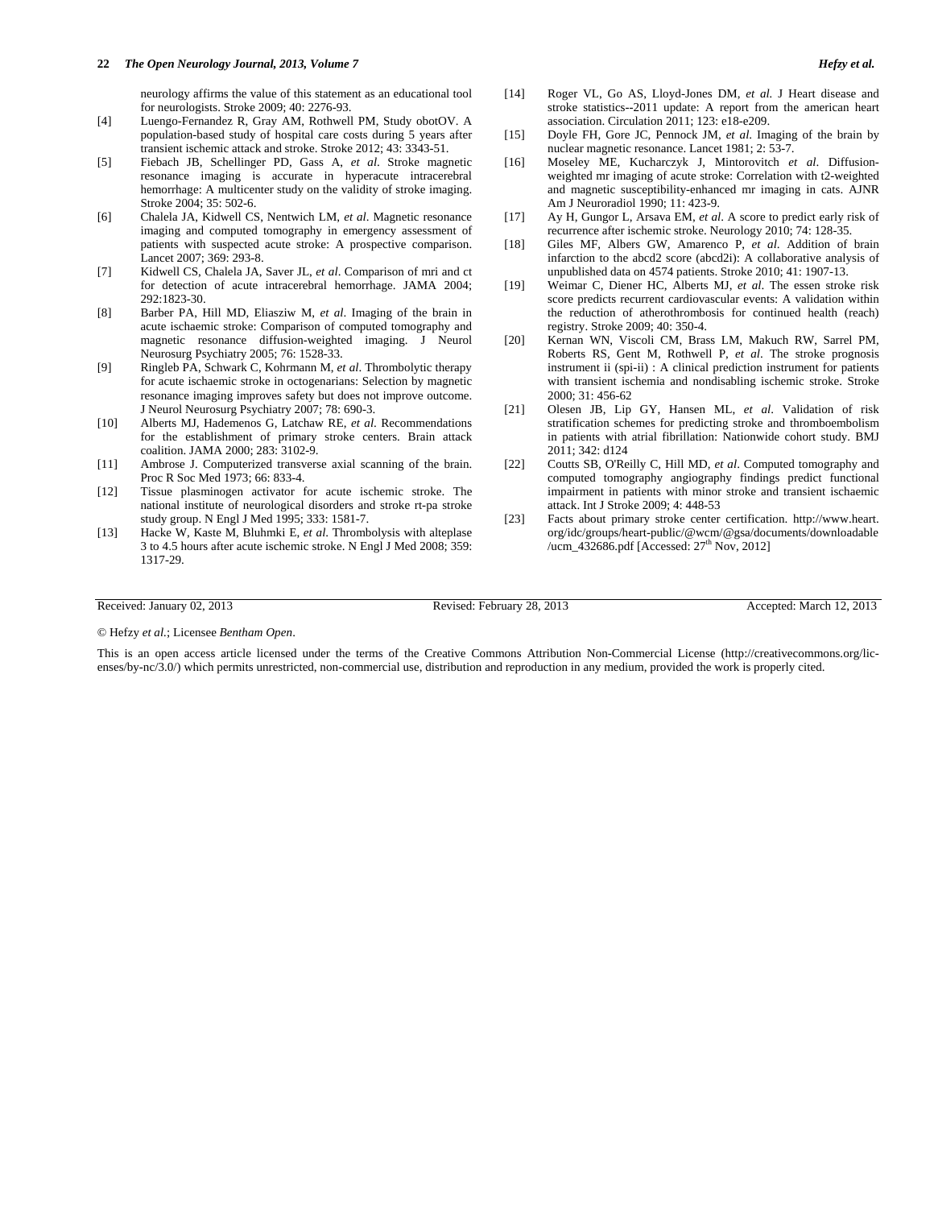neurology affirms the value of this statement as an educational tool for neurologists. Stroke 2009; 40: 2276-93.

[4] Luengo-Fernandez R, Gray AM, Rothwell PM, Study obotOV. A population-based study of hospital care costs during 5 years after transient ischemic attack and stroke. Stroke 2012; 43: 3343-51.

[5] Fiebach JB, Schellinger PD, Gass A, *et al.* Stroke magnetic resonance imaging is accurate in hyperacute intracerebral hemorrhage: A multicenter study on the validity of stroke imaging. Stroke 2004; 35: 502-6.

[6] Chalela JA, Kidwell CS, Nentwich LM, *et al*. Magnetic resonance imaging and computed tomography in emergency assessment of patients with suspected acute stroke: A prospective comparison. Lancet 2007; 369: 293-8.

[7] Kidwell CS, Chalela JA, Saver JL, *et al*. Comparison of mri and ct for detection of acute intracerebral hemorrhage. JAMA 2004; 292:1823-30.

[8] Barber PA, Hill MD, Eliasziw M, *et al*. Imaging of the brain in acute ischaemic stroke: Comparison of computed tomography and magnetic resonance diffusion-weighted imaging. J Neurol Neurosurg Psychiatry 2005; 76: 1528-33.

[9] Ringleb PA, Schwark C, Kohrmann M, *et al*. Thrombolytic therapy for acute ischaemic stroke in octogenarians: Selection by magnetic resonance imaging improves safety but does not improve outcome. J Neurol Neurosurg Psychiatry 2007; 78: 690-3.

[10] Alberts MJ, Hademenos G, Latchaw RE, *et al.* Recommendations for the establishment of primary stroke centers. Brain attack coalition. JAMA 2000; 283: 3102-9.

[11] Ambrose J. Computerized transverse axial scanning of the brain. Proc R Soc Med 1973; 66: 833-4.

[12] Tissue plasminogen activator for acute ischemic stroke. The national institute of neurological disorders and stroke rt-pa stroke study group. N Engl J Med 1995; 333: 1581-7.

[13] Hacke W, Kaste M, Bluhmki E, *et al.* Thrombolysis with alteplase 3 to 4.5 hours after acute ischemic stroke. N Engl J Med 2008; 359: 1317-29.

[14] Roger VL, Go AS, Lloyd-Jones DM, *et al.* J Heart disease and stroke statistics--2011 update: A report from the american heart association. Circulation 2011; 123: e18-e209.

[15] Doyle FH, Gore JC, Pennock JM, *et al.* Imaging of the brain by nuclear magnetic resonance. Lancet 1981; 2: 53-7.

[16] Moseley ME, Kucharczyk J, Mintorovitch *et al*. Diffusion-weighted mr imaging of acute stroke: Correlation with t2-weighted and magnetic susceptibility-enhanced mr imaging in cats. AJNR Am J Neuroradiol 1990; 11: 423-9.

[17] Ay H, Gungor L, Arsava EM, *et al*. A score to predict early risk of recurrence after ischemic stroke. Neurology 2010; 74: 128-35.

[18] Giles MF, Albers GW, Amarenco P, *et al*. Addition of brain infarction to the abcd2 score (abcd2i): A collaborative analysis of unpublished data on 4574 patients. Stroke 2010; 41: 1907-13.

[19] Weimar C, Diener HC, Alberts MJ, *et al*. The essen stroke risk score predicts recurrent cardiovascular events: A validation within the reduction of atherothrombosis for continued health (reach) registry. Stroke 2009; 40: 350-4.

[20] Kernan WN, Viscoli CM, Brass LM, Makuch RW, Sarrel PM, Roberts RS, Gent M, Rothwell P, *et al*. The stroke prognosis instrument ii (spi-ii) : A clinical prediction instrument for patients with transient ischemia and nondisabling ischemic stroke. Stroke 2000; 31: 456-62

[21] Olesen JB, Lip GY, Hansen ML, *et al*. Validation of risk stratification schemes for predicting stroke and thromboembolism in patients with atrial fibrillation: Nationwide cohort study. BMJ 2011; 342: d124

[22] Coutts SB, O'Reilly C, Hill MD, *et al*. Computed tomography and computed tomography angiography findings predict functional impairment in patients with minor stroke and transient ischaemic attack. Int J Stroke 2009; 4: 448-53

[23] Facts about primary stroke center certification. http://www.heart.org/idc/groups/heart-public/@wcm/@gsa/documents/downloadable/ucm_432686.pdf [Accessed: 27th Nov, 2012]

Received: January 02, 2013 Revised: February 28, 2013 Accepted: March 12, 2013

© Hefzy *et al.*; Licensee *Bentham Open*.

This is an open access article licensed under the terms of the Creative Commons Attribution Non-Commercial License (http://creativecommons.org/licenses/by-nc/3.0/) which permits unrestricted, non-commercial use, distribution and reproduction in any medium, provided the work is properly cited.